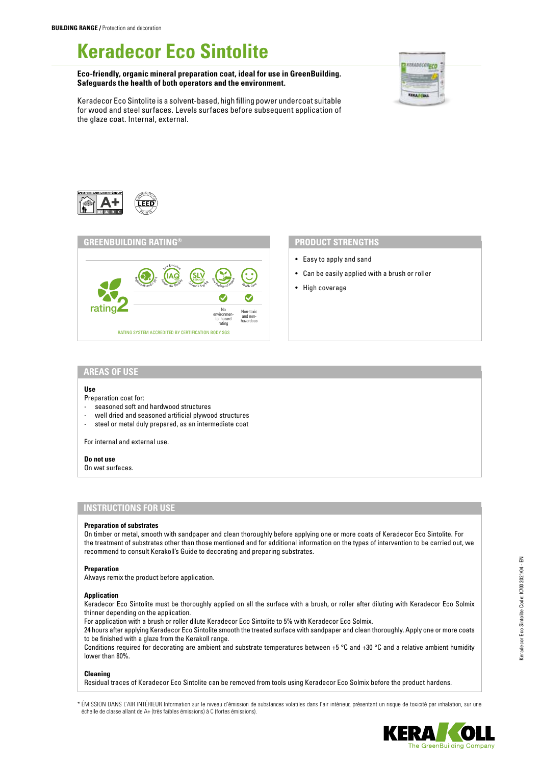BUILDING RANGE / Protection and decoration

# Keradecor Eco Sintolite

**Eco-friendly, organic mineral preparation coat, ideal for use in GreenBuilding. Safeguards the health of both operators and the environment.**

Keradecor Eco Sintolite is a solvent-based, high filling power undercoat suitable for wood and steel surfaces. Levels surfaces before subsequent application of the glaze coat. Internal, external.

## GREENBUILDING RATING®

rating 2

- No environmental hazard rating
- Non-toxic and non-hazardous

RATING SYSTEM ACCREDITED BY CERTIFICATION BODY SGS

## PRODUCT STRENGTHS

- Easy to apply and sand
- Can be easily applied with a brush or roller
- High coverage

## AREAS OF USE

**Use**

Preparation coat for:

- seasoned soft and hardwood structures
- well dried and seasoned artificial plywood structures
- steel or metal duly prepared, as an intermediate coat

For internal and external use.

**Do not use**

On wet surfaces.

## INSTRUCTIONS FOR USE

**Preparation of substrates**

On timber or metal, smooth with sandpaper and clean thoroughly before applying one or more coats of Keradecor Eco Sintolite. For the treatment of substrates other than those mentioned and for additional information on the types of intervention to be carried out, we recommend to consult Kerakoll's Guide to decorating and preparing substrates.

**Preparation**

Always remix the product before application.

**Application**

Keradecor Eco Sintolite must be thoroughly applied on all the surface with a brush, or roller after diluting with Keradecor Eco Solmix thinner depending on the application.

For application with a brush or roller dilute Keradecor Eco Sintolite to 5% with Keradecor Eco Solmix.

24 hours after applying Keradecor Eco Sintolite smooth the treated surface with sandpaper and clean thoroughly. Apply one or more coats to be finished with a glaze from the Kerakoll range.

Conditions required for decorating are ambient and substrate temperatures between +5 °C and +30 °C and a relative ambient humidity lower than 80%.

**Cleaning**

Residual traces of Keradecor Eco Sintolite can be removed from tools using Keradecor Eco Solmix before the product hardens.

\* ÉMISSION DANS L'AIR INTÉRIEUR Information sur le niveau d'émission de substances volatiles dans l'air intérieur, présentant un risque de toxicité par inhalation, sur une échelle de classe allant de A+ (très faibles émissions) à C (fortes émissions).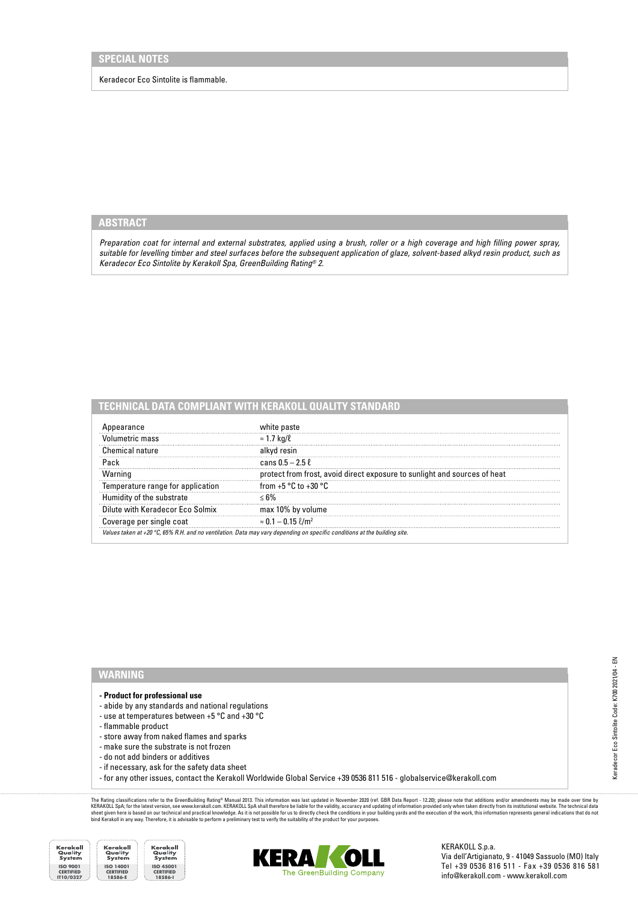## SPECIAL NOTES

Keradecor Eco Sintolite is flammable.

## ABSTRACT

*Preparation coat for internal and external substrates, applied using a brush, roller or a high coverage and high filling power spray, suitable for levelling timber and steel surfaces before the subsequent application of glaze, solvent-based alkyd resin product, such as Keradecor Eco Sintolite by Kerakoll Spa, GreenBuilding Rating® 2.*

## TECHNICAL DATA COMPLIANT WITH KERAKOLL QUALITY STANDARD

| | |
|---|---|
| Appearance | white paste |
| Volumetric mass | ≈ 1.7 kg/ℓ |
| Chemical nature | alkyd resin |
| Pack | cans 0.5 – 2.5 ℓ |
| Warning | protect from frost, avoid direct exposure to sunlight and sources of heat |
| Temperature range for application | from +5 °C to +30 °C |
| Humidity of the substrate | ≤ 6% |
| Dilute with Keradecor Eco Solmix | max 10% by volume |
| Coverage per single coat | ≈ 0.1 – 0.15 ℓ/m² |

*Values taken at +20 °C, 65% R.H. and no ventilation. Data may vary depending on specific conditions at the building site.*

## WARNING

- **Product for professional use**
- abide by any standards and national regulations
- use at temperatures between +5 °C and +30 °C
- flammable product
- store away from naked flames and sparks
- make sure the substrate is not frozen
- do not add binders or additives
- if necessary, ask for the safety data sheet
- for any other issues, contact the Kerakoll Worldwide Global Service +39 0536 811 516 - globalservice@kerakoll.com

The Rating classifications refer to the GreenBuilding Rating® Manual 2013. This information was last updated in November 2020 (ref. GBR Data Report - 12.20); please note that additions and/or amendments may be made over time by KERAKOLL SpA; for the latest version, see www.kerakoll.com. KERAKOLL SpA shall therefore be liable for the validity, accuracy and updating of information provided only when taken directly from its institutional website. The technical data sheet given here is based on our technical and practical knowledge. As it is not possible for us to directly check the conditions in your building yards and the execution of the work, this information represents general indications that do not bind Kerakoll in any way. Therefore, it is advisable to perform a preliminary test to verify the suitability of the product for your purposes.

Kerakoll Quality System ISO 9001 CERTIFIED IT10/0327

Kerakoll Quality System ISO 14001 CERTIFIED 18586-E

Kerakoll Quality System ISO 45001 CERTIFIED 18586-I

KERAKOLL The GreenBuilding Company

KERAKOLL S.p.a.
Via dell'Artigianato, 9 - 41049 Sassuolo (MO) Italy
Tel +39 0536 816 511 - Fax +39 0536 816 581
info@kerakoll.com - www.kerakoll.com

Keradecor Eco Sintolite Code: K700 2021/04 - EN